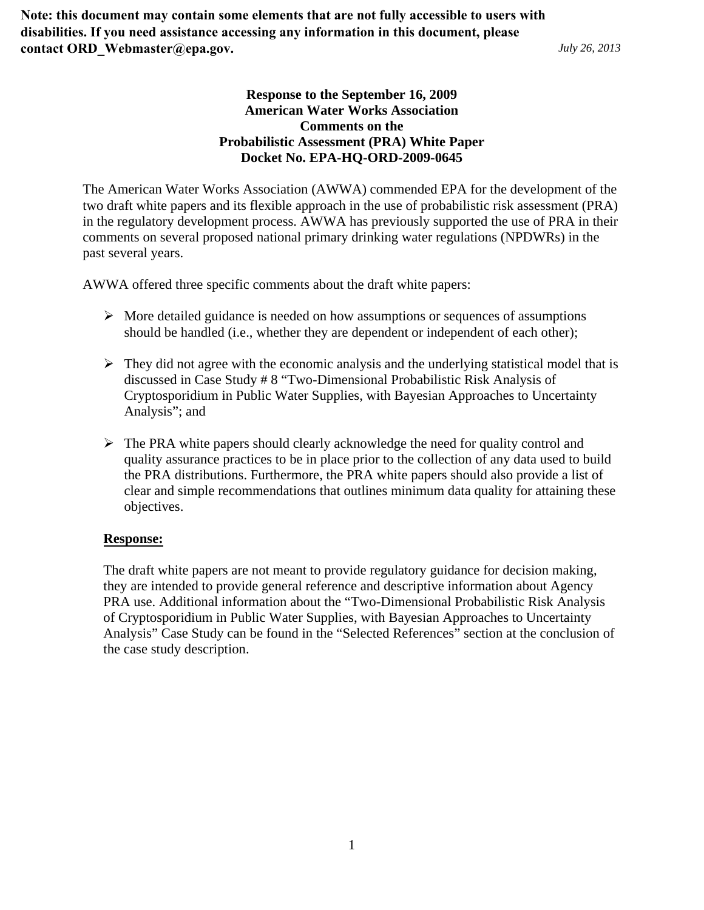**Note: this document may contain some elements that are not fully accessible to users with disabilities. If you need assistance accessing any information in this document, please contact ORD_Webmaster@epa.gov.**

*July 26, 2013*

# Response to the September 16, 2009 American Water Works Association Comments on the Probabilistic Assessment (PRA) White Paper Docket No. EPA-HQ-ORD-2009-0645

The American Water Works Association (AWWA) commended EPA for the development of the two draft white papers and its flexible approach in the use of probabilistic risk assessment (PRA) in the regulatory development process. AWWA has previously supported the use of PRA in their comments on several proposed national primary drinking water regulations (NPDWRs) in the past several years.

AWWA offered three specific comments about the draft white papers:

- More detailed guidance is needed on how assumptions or sequences of assumptions should be handled (i.e., whether they are dependent or independent of each other);
- They did not agree with the economic analysis and the underlying statistical model that is discussed in Case Study # 8 "Two-Dimensional Probabilistic Risk Analysis of Cryptosporidium in Public Water Supplies, with Bayesian Approaches to Uncertainty Analysis"; and
- The PRA white papers should clearly acknowledge the need for quality control and quality assurance practices to be in place prior to the collection of any data used to build the PRA distributions. Furthermore, the PRA white papers should also provide a list of clear and simple recommendations that outlines minimum data quality for attaining these objectives.

**Response:**

The draft white papers are not meant to provide regulatory guidance for decision making, they are intended to provide general reference and descriptive information about Agency PRA use. Additional information about the "Two-Dimensional Probabilistic Risk Analysis of Cryptosporidium in Public Water Supplies, with Bayesian Approaches to Uncertainty Analysis" Case Study can be found in the "Selected References" section at the conclusion of the case study description.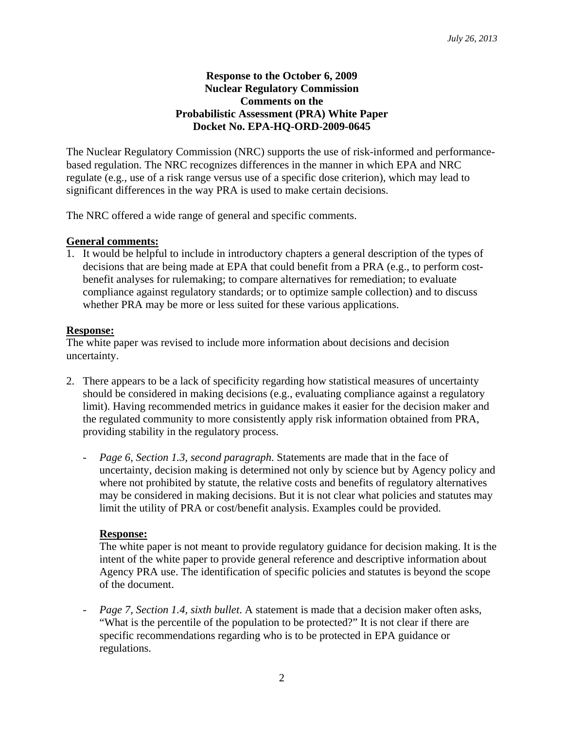*July 26, 2013*

**Response to the October 6, 2009**
**Nuclear Regulatory Commission**
**Comments on the**
**Probabilistic Assessment (PRA) White Paper**
**Docket No. EPA-HQ-ORD-2009-0645**

The Nuclear Regulatory Commission (NRC) supports the use of risk-informed and performance-based regulation. The NRC recognizes differences in the manner in which EPA and NRC regulate (e.g., use of a risk range versus use of a specific dose criterion), which may lead to significant differences in the way PRA is used to make certain decisions.

The NRC offered a wide range of general and specific comments.

**General comments:**

1. It would be helpful to include in introductory chapters a general description of the types of decisions that are being made at EPA that could benefit from a PRA (e.g., to perform cost-benefit analyses for rulemaking; to compare alternatives for remediation; to evaluate compliance against regulatory standards; or to optimize sample collection) and to discuss whether PRA may be more or less suited for these various applications.

**Response:**
The white paper was revised to include more information about decisions and decision uncertainty.

2. There appears to be a lack of specificity regarding how statistical measures of uncertainty should be considered in making decisions (e.g., evaluating compliance against a regulatory limit). Having recommended metrics in guidance makes it easier for the decision maker and the regulated community to more consistently apply risk information obtained from PRA, providing stability in the regulatory process.

   - *Page 6, Section 1.3, second paragraph.* Statements are made that in the face of uncertainty, decision making is determined not only by science but by Agency policy and where not prohibited by statute, the relative costs and benefits of regulatory alternatives may be considered in making decisions. But it is not clear what policies and statutes may limit the utility of PRA or cost/benefit analysis. Examples could be provided.

     **Response:**
     The white paper is not meant to provide regulatory guidance for decision making. It is the intent of the white paper to provide general reference and descriptive information about Agency PRA use. The identification of specific policies and statutes is beyond the scope of the document.

   - *Page 7, Section 1.4, sixth bullet.* A statement is made that a decision maker often asks, "What is the percentile of the population to be protected?" It is not clear if there are specific recommendations regarding who is to be protected in EPA guidance or regulations.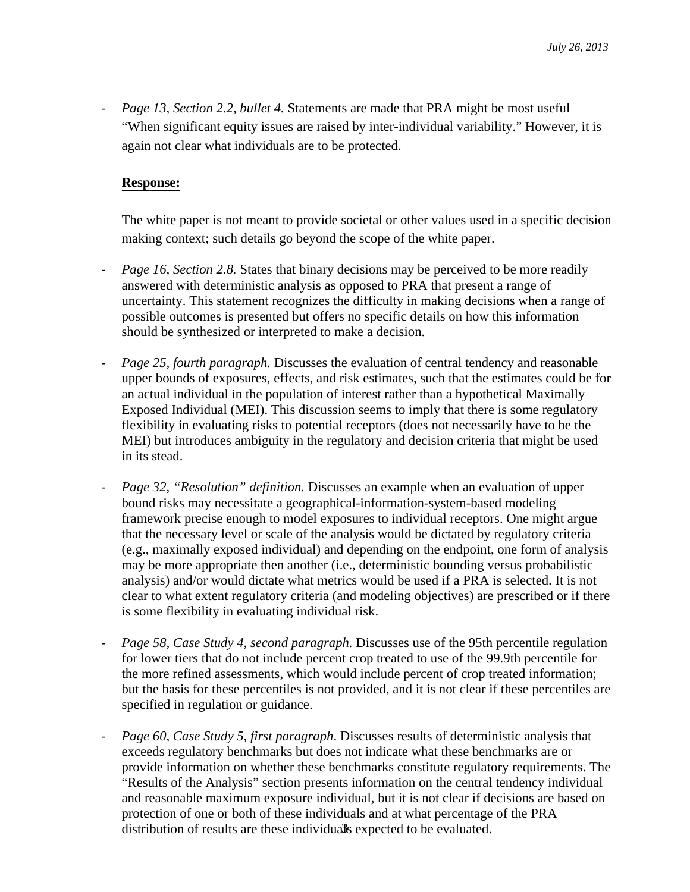- *Page 13, Section 2.2, bullet 4.* Statements are made that PRA might be most useful "When significant equity issues are raised by inter-individual variability." However, it is again not clear what individuals are to be protected.

  **Response:**

  The white paper is not meant to provide societal or other values used in a specific decision making context; such details go beyond the scope of the white paper.

- *Page 16, Section 2.8.* States that binary decisions may be perceived to be more readily answered with deterministic analysis as opposed to PRA that present a range of uncertainty. This statement recognizes the difficulty in making decisions when a range of possible outcomes is presented but offers no specific details on how this information should be synthesized or interpreted to make a decision.

- *Page 25, fourth paragraph.* Discusses the evaluation of central tendency and reasonable upper bounds of exposures, effects, and risk estimates, such that the estimates could be for an actual individual in the population of interest rather than a hypothetical Maximally Exposed Individual (MEI). This discussion seems to imply that there is some regulatory flexibility in evaluating risks to potential receptors (does not necessarily have to be the MEI) but introduces ambiguity in the regulatory and decision criteria that might be used in its stead.

- *Page 32, "Resolution" definition.* Discusses an example when an evaluation of upper bound risks may necessitate a geographical-information-system-based modeling framework precise enough to model exposures to individual receptors. One might argue that the necessary level or scale of the analysis would be dictated by regulatory criteria (e.g., maximally exposed individual) and depending on the endpoint, one form of analysis may be more appropriate then another (i.e., deterministic bounding versus probabilistic analysis) and/or would dictate what metrics would be used if a PRA is selected. It is not clear to what extent regulatory criteria (and modeling objectives) are prescribed or if there is some flexibility in evaluating individual risk.

- *Page 58, Case Study 4, second paragraph.* Discusses use of the 95th percentile regulation for lower tiers that do not include percent crop treated to use of the 99.9th percentile for the more refined assessments, which would include percent of crop treated information; but the basis for these percentiles is not provided, and it is not clear if these percentiles are specified in regulation or guidance.

- *Page 60, Case Study 5, first paragraph*. Discusses results of deterministic analysis that exceeds regulatory benchmarks but does not indicate what these benchmarks are or provide information on whether these benchmarks constitute regulatory requirements. The "Results of the Analysis" section presents information on the central tendency individual and reasonable maximum exposure individual, but it is not clear if decisions are based on protection of one or both of these individuals and at what percentage of the PRA distribution of results are these individuals expected to be evaluated.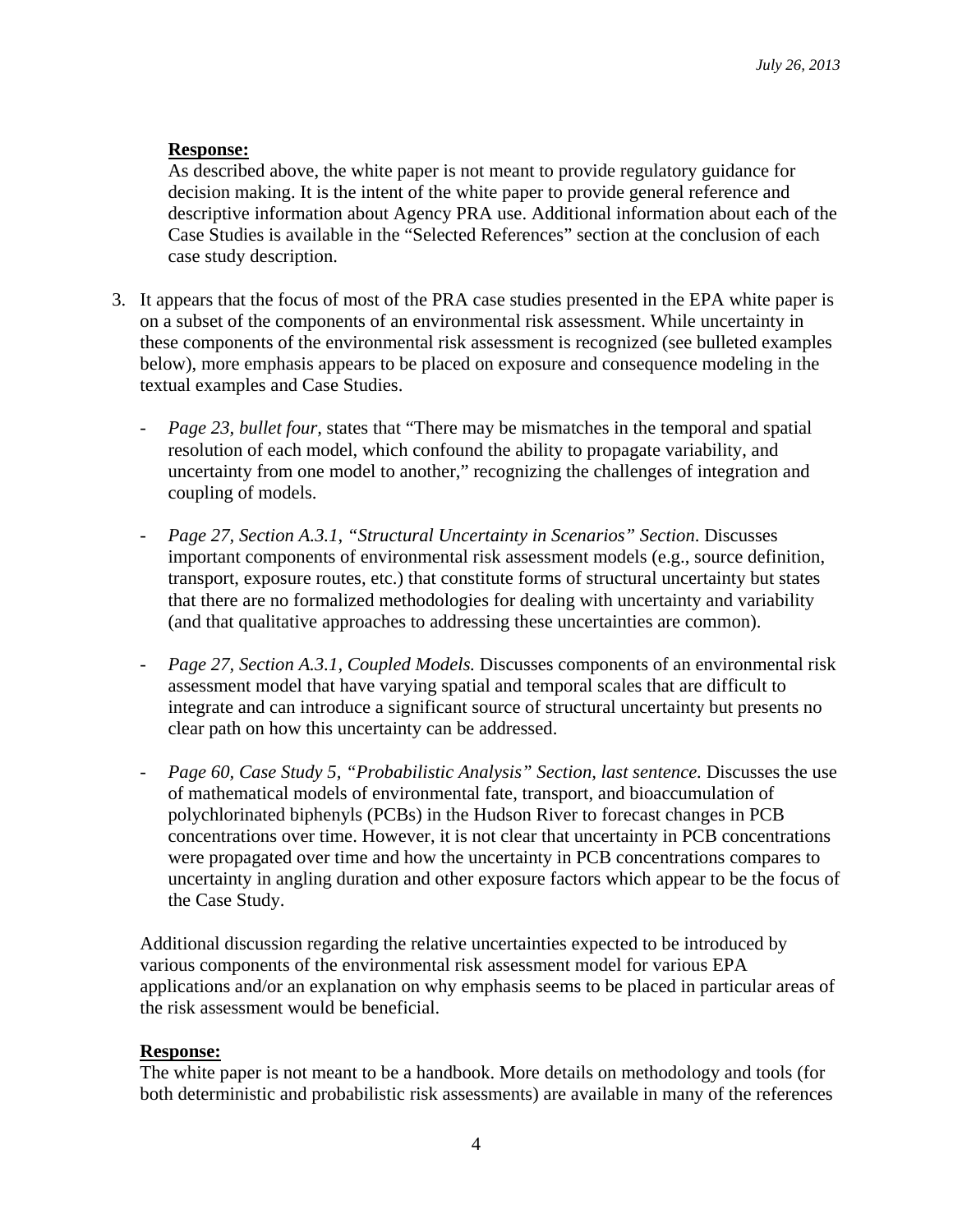**Response:**

As described above, the white paper is not meant to provide regulatory guidance for decision making. It is the intent of the white paper to provide general reference and descriptive information about Agency PRA use. Additional information about each of the Case Studies is available in the "Selected References" section at the conclusion of each case study description.

3. It appears that the focus of most of the PRA case studies presented in the EPA white paper is on a subset of the components of an environmental risk assessment. While uncertainty in these components of the environmental risk assessment is recognized (see bulleted examples below), more emphasis appears to be placed on exposure and consequence modeling in the textual examples and Case Studies.

   - *Page 23, bullet four,* states that "There may be mismatches in the temporal and spatial resolution of each model, which confound the ability to propagate variability, and uncertainty from one model to another," recognizing the challenges of integration and coupling of models.

   - *Page 27, Section A.3.1, "Structural Uncertainty in Scenarios" Section.* Discusses important components of environmental risk assessment models (e.g., source definition, transport, exposure routes, etc.) that constitute forms of structural uncertainty but states that there are no formalized methodologies for dealing with uncertainty and variability (and that qualitative approaches to addressing these uncertainties are common).

   - *Page 27, Section A.3.1, Coupled Models.* Discusses components of an environmental risk assessment model that have varying spatial and temporal scales that are difficult to integrate and can introduce a significant source of structural uncertainty but presents no clear path on how this uncertainty can be addressed.

   - *Page 60, Case Study 5, "Probabilistic Analysis" Section, last sentence.* Discusses the use of mathematical models of environmental fate, transport, and bioaccumulation of polychlorinated biphenyls (PCBs) in the Hudson River to forecast changes in PCB concentrations over time. However, it is not clear that uncertainty in PCB concentrations were propagated over time and how the uncertainty in PCB concentrations compares to uncertainty in angling duration and other exposure factors which appear to be the focus of the Case Study.

   Additional discussion regarding the relative uncertainties expected to be introduced by various components of the environmental risk assessment model for various EPA applications and/or an explanation on why emphasis seems to be placed in particular areas of the risk assessment would be beneficial.

**Response:**

The white paper is not meant to be a handbook. More details on methodology and tools (for both deterministic and probabilistic risk assessments) are available in many of the references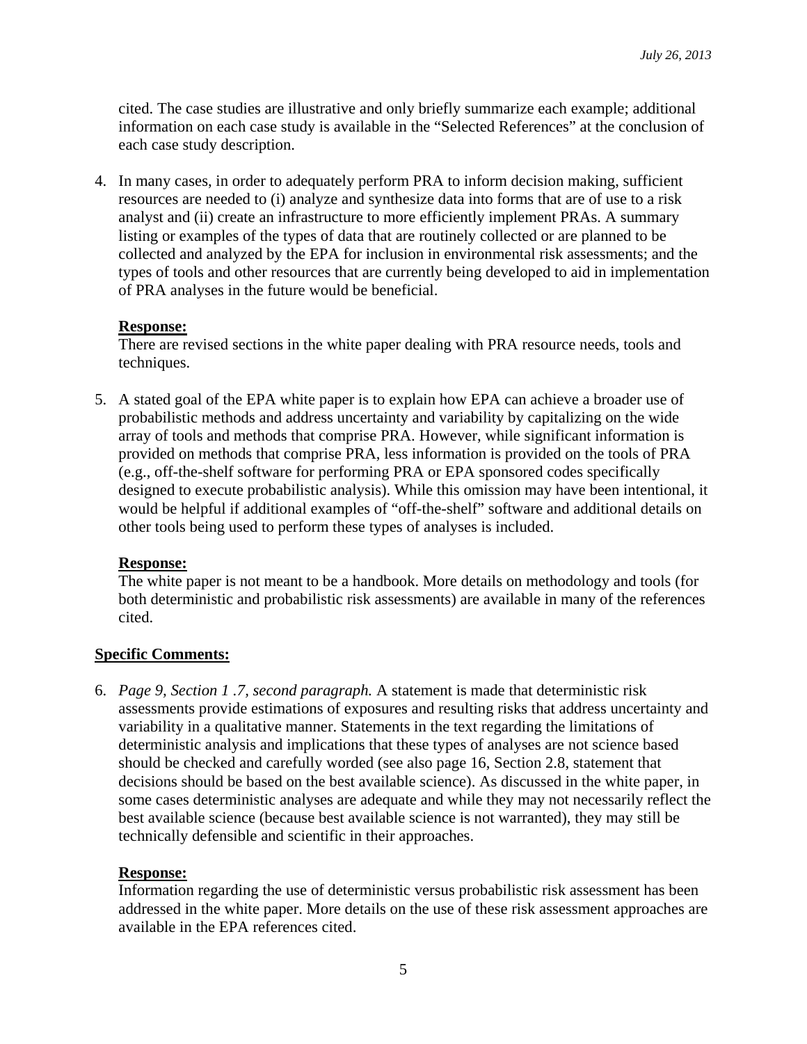cited. The case studies are illustrative and only briefly summarize each example; additional information on each case study is available in the "Selected References" at the conclusion of each case study description.

4. In many cases, in order to adequately perform PRA to inform decision making, sufficient resources are needed to (i) analyze and synthesize data into forms that are of use to a risk analyst and (ii) create an infrastructure to more efficiently implement PRAs. A summary listing or examples of the types of data that are routinely collected or are planned to be collected and analyzed by the EPA for inclusion in environmental risk assessments; and the types of tools and other resources that are currently being developed to aid in implementation of PRA analyses in the future would be beneficial.

   **Response:**
   There are revised sections in the white paper dealing with PRA resource needs, tools and techniques.

5. A stated goal of the EPA white paper is to explain how EPA can achieve a broader use of probabilistic methods and address uncertainty and variability by capitalizing on the wide array of tools and methods that comprise PRA. However, while significant information is provided on methods that comprise PRA, less information is provided on the tools of PRA (e.g., off-the-shelf software for performing PRA or EPA sponsored codes specifically designed to execute probabilistic analysis). While this omission may have been intentional, it would be helpful if additional examples of "off-the-shelf" software and additional details on other tools being used to perform these types of analyses is included.

   **Response:**
   The white paper is not meant to be a handbook. More details on methodology and tools (for both deterministic and probabilistic risk assessments) are available in many of the references cited.

**Specific Comments:**

6. *Page 9, Section 1 .7, second paragraph.* A statement is made that deterministic risk assessments provide estimations of exposures and resulting risks that address uncertainty and variability in a qualitative manner. Statements in the text regarding the limitations of deterministic analysis and implications that these types of analyses are not science based should be checked and carefully worded (see also page 16, Section 2.8, statement that decisions should be based on the best available science). As discussed in the white paper, in some cases deterministic analyses are adequate and while they may not necessarily reflect the best available science (because best available science is not warranted), they may still be technically defensible and scientific in their approaches.

   **Response:**
   Information regarding the use of deterministic versus probabilistic risk assessment has been addressed in the white paper. More details on the use of these risk assessment approaches are available in the EPA references cited.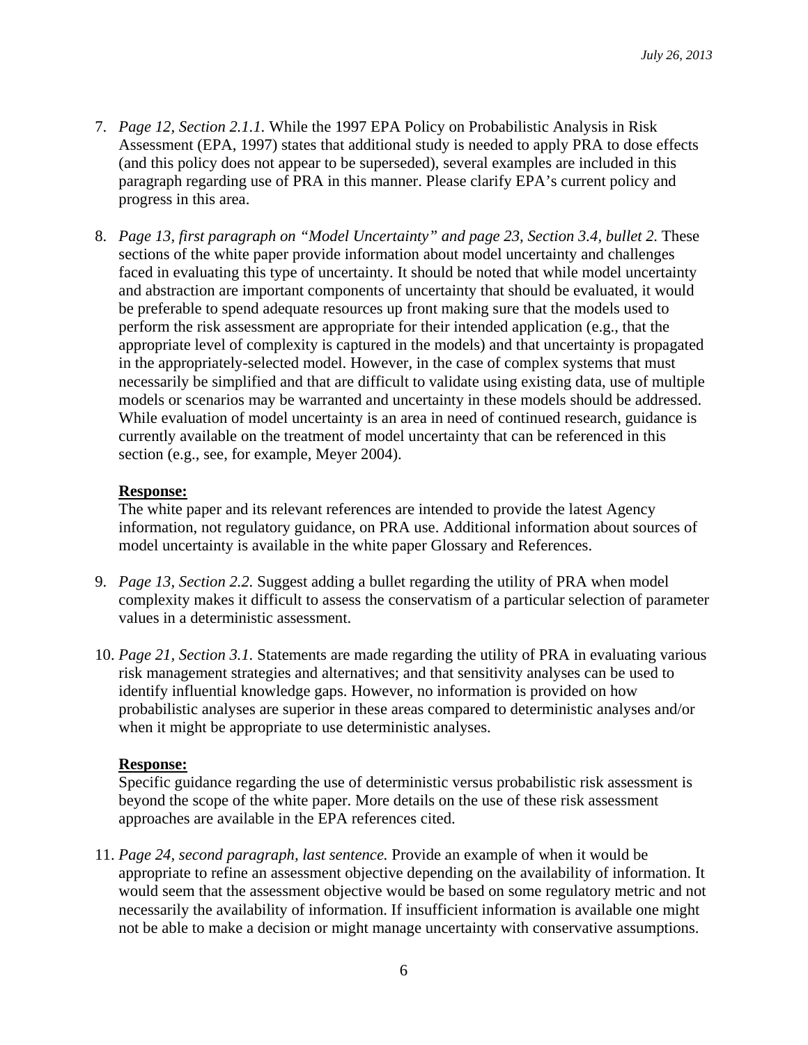7. *Page 12, Section 2.1.1.* While the 1997 EPA Policy on Probabilistic Analysis in Risk Assessment (EPA, 1997) states that additional study is needed to apply PRA to dose effects (and this policy does not appear to be superseded), several examples are included in this paragraph regarding use of PRA in this manner. Please clarify EPA's current policy and progress in this area.

8. *Page 13, first paragraph on "Model Uncertainty" and page 23, Section 3.4, bullet 2.* These sections of the white paper provide information about model uncertainty and challenges faced in evaluating this type of uncertainty. It should be noted that while model uncertainty and abstraction are important components of uncertainty that should be evaluated, it would be preferable to spend adequate resources up front making sure that the models used to perform the risk assessment are appropriate for their intended application (e.g., that the appropriate level of complexity is captured in the models) and that uncertainty is propagated in the appropriately-selected model. However, in the case of complex systems that must necessarily be simplified and that are difficult to validate using existing data, use of multiple models or scenarios may be warranted and uncertainty in these models should be addressed. While evaluation of model uncertainty is an area in need of continued research, guidance is currently available on the treatment of model uncertainty that can be referenced in this section (e.g., see, for example, Meyer 2004).

   **Response:**
   The white paper and its relevant references are intended to provide the latest Agency information, not regulatory guidance, on PRA use. Additional information about sources of model uncertainty is available in the white paper Glossary and References.

9. *Page 13, Section 2.2.* Suggest adding a bullet regarding the utility of PRA when model complexity makes it difficult to assess the conservatism of a particular selection of parameter values in a deterministic assessment.

10. *Page 21, Section 3.1.* Statements are made regarding the utility of PRA in evaluating various risk management strategies and alternatives; and that sensitivity analyses can be used to identify influential knowledge gaps. However, no information is provided on how probabilistic analyses are superior in these areas compared to deterministic analyses and/or when it might be appropriate to use deterministic analyses.

    **Response:**
    Specific guidance regarding the use of deterministic versus probabilistic risk assessment is beyond the scope of the white paper. More details on the use of these risk assessment approaches are available in the EPA references cited.

11. *Page 24, second paragraph, last sentence.* Provide an example of when it would be appropriate to refine an assessment objective depending on the availability of information. It would seem that the assessment objective would be based on some regulatory metric and not necessarily the availability of information. If insufficient information is available one might not be able to make a decision or might manage uncertainty with conservative assumptions.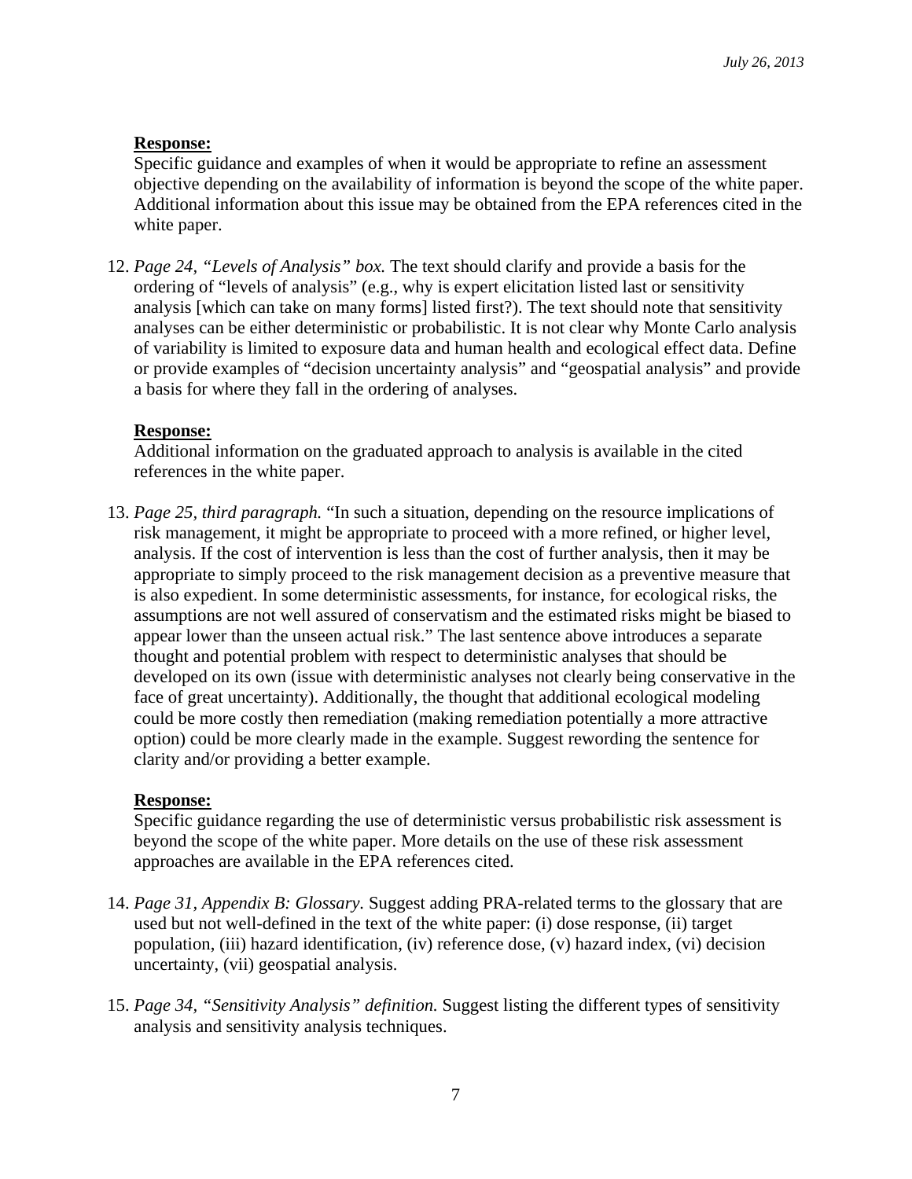**Response:**

Specific guidance and examples of when it would be appropriate to refine an assessment objective depending on the availability of information is beyond the scope of the white paper. Additional information about this issue may be obtained from the EPA references cited in the white paper.

12. *Page 24, "Levels of Analysis" box.* The text should clarify and provide a basis for the ordering of "levels of analysis" (e.g., why is expert elicitation listed last or sensitivity analysis [which can take on many forms] listed first?). The text should note that sensitivity analyses can be either deterministic or probabilistic. It is not clear why Monte Carlo analysis of variability is limited to exposure data and human health and ecological effect data. Define or provide examples of "decision uncertainty analysis" and "geospatial analysis" and provide a basis for where they fall in the ordering of analyses.

    **Response:**

    Additional information on the graduated approach to analysis is available in the cited references in the white paper.

13. *Page 25, third paragraph.* "In such a situation, depending on the resource implications of risk management, it might be appropriate to proceed with a more refined, or higher level, analysis. If the cost of intervention is less than the cost of further analysis, then it may be appropriate to simply proceed to the risk management decision as a preventive measure that is also expedient. In some deterministic assessments, for instance, for ecological risks, the assumptions are not well assured of conservatism and the estimated risks might be biased to appear lower than the unseen actual risk." The last sentence above introduces a separate thought and potential problem with respect to deterministic analyses that should be developed on its own (issue with deterministic analyses not clearly being conservative in the face of great uncertainty). Additionally, the thought that additional ecological modeling could be more costly then remediation (making remediation potentially a more attractive option) could be more clearly made in the example. Suggest rewording the sentence for clarity and/or providing a better example.

    **Response:**

    Specific guidance regarding the use of deterministic versus probabilistic risk assessment is beyond the scope of the white paper. More details on the use of these risk assessment approaches are available in the EPA references cited.

14. *Page 31, Appendix B: Glossary.* Suggest adding PRA-related terms to the glossary that are used but not well-defined in the text of the white paper: (i) dose response, (ii) target population, (iii) hazard identification, (iv) reference dose, (v) hazard index, (vi) decision uncertainty, (vii) geospatial analysis.

15. *Page 34, "Sensitivity Analysis" definition.* Suggest listing the different types of sensitivity analysis and sensitivity analysis techniques.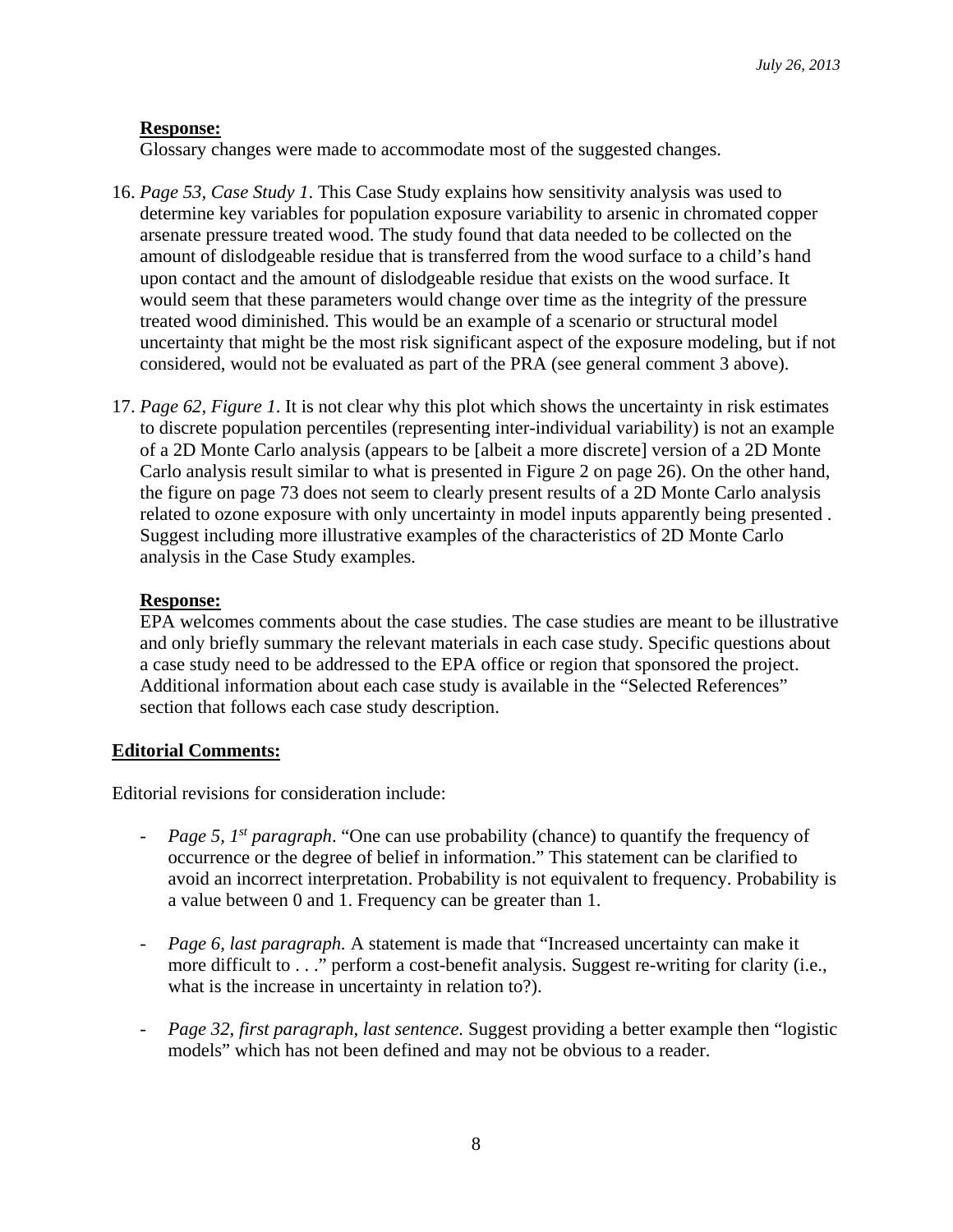**Response:**

Glossary changes were made to accommodate most of the suggested changes.

16. *Page 53, Case Study 1.* This Case Study explains how sensitivity analysis was used to determine key variables for population exposure variability to arsenic in chromated copper arsenate pressure treated wood. The study found that data needed to be collected on the amount of dislodgeable residue that is transferred from the wood surface to a child's hand upon contact and the amount of dislodgeable residue that exists on the wood surface. It would seem that these parameters would change over time as the integrity of the pressure treated wood diminished. This would be an example of a scenario or structural model uncertainty that might be the most risk significant aspect of the exposure modeling, but if not considered, would not be evaluated as part of the PRA (see general comment 3 above).

17. *Page 62, Figure 1.* It is not clear why this plot which shows the uncertainty in risk estimates to discrete population percentiles (representing inter-individual variability) is not an example of a 2D Monte Carlo analysis (appears to be [albeit a more discrete] version of a 2D Monte Carlo analysis result similar to what is presented in Figure 2 on page 26). On the other hand, the figure on page 73 does not seem to clearly present results of a 2D Monte Carlo analysis related to ozone exposure with only uncertainty in model inputs apparently being presented . Suggest including more illustrative examples of the characteristics of 2D Monte Carlo analysis in the Case Study examples.

**Response:**

EPA welcomes comments about the case studies. The case studies are meant to be illustrative and only briefly summary the relevant materials in each case study. Specific questions about a case study need to be addressed to the EPA office or region that sponsored the project. Additional information about each case study is available in the "Selected References" section that follows each case study description.

**Editorial Comments:**

Editorial revisions for consideration include:

- *Page 5, 1st paragraph*. "One can use probability (chance) to quantify the frequency of occurrence or the degree of belief in information." This statement can be clarified to avoid an incorrect interpretation. Probability is not equivalent to frequency. Probability is a value between 0 and 1. Frequency can be greater than 1.

- *Page 6, last paragraph.* A statement is made that "Increased uncertainty can make it more difficult to . . ." perform a cost-benefit analysis. Suggest re-writing for clarity (i.e., what is the increase in uncertainty in relation to?).

- *Page 32, first paragraph, last sentence.* Suggest providing a better example then "logistic models" which has not been defined and may not be obvious to a reader.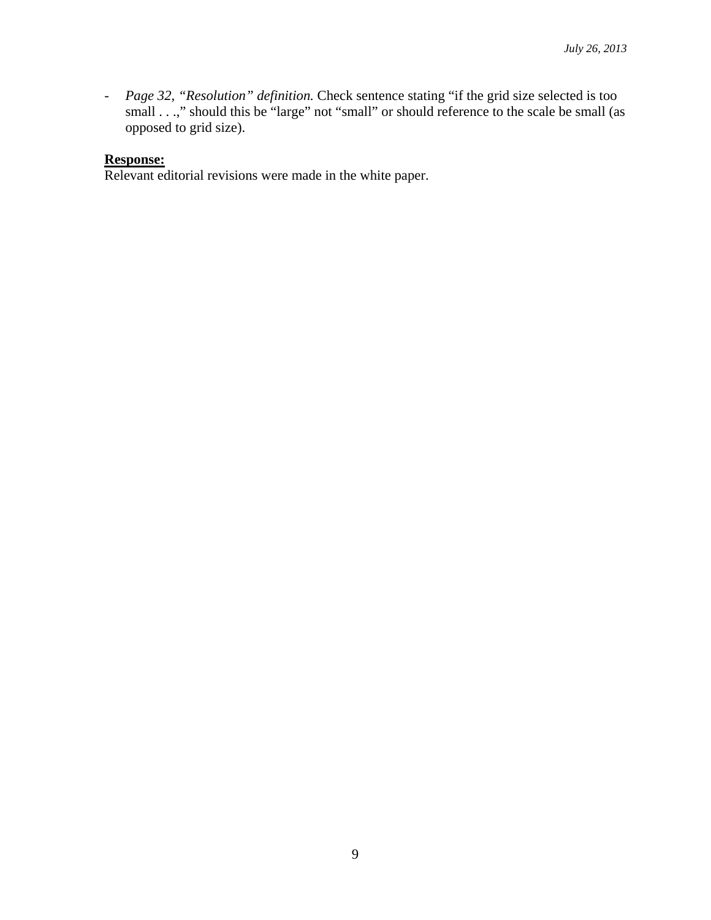- *Page 32, "Resolution" definition.* Check sentence stating "if the grid size selected is too small . . .," should this be "large" not "small" or should reference to the scale be small (as opposed to grid size).

**Response:**
Relevant editorial revisions were made in the white paper.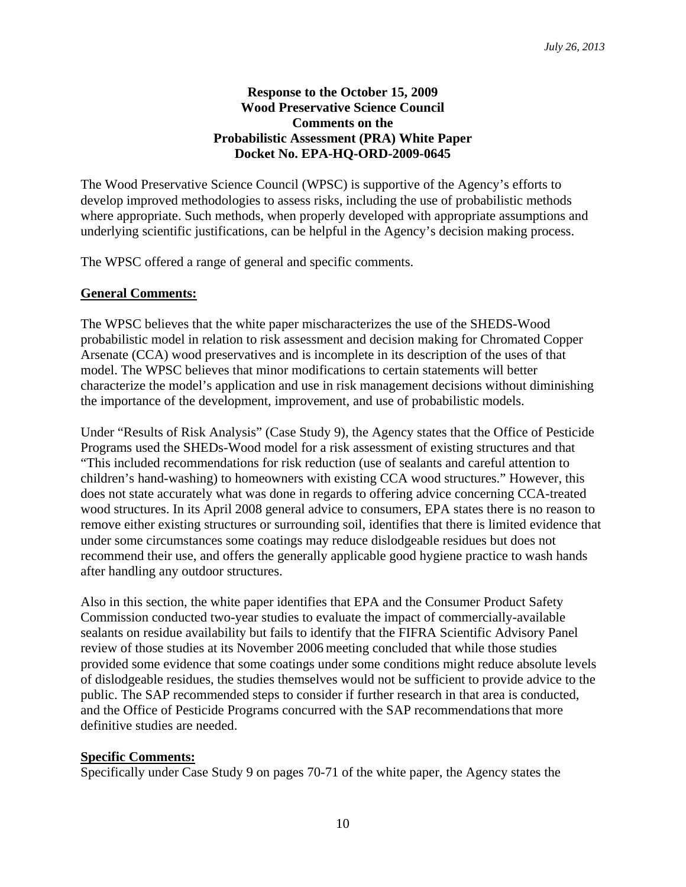*July 26, 2013*

**Response to the October 15, 2009**
**Wood Preservative Science Council**
**Comments on the**
**Probabilistic Assessment (PRA) White Paper**
**Docket No. EPA-HQ-ORD-2009-0645**

The Wood Preservative Science Council (WPSC) is supportive of the Agency's efforts to develop improved methodologies to assess risks, including the use of probabilistic methods where appropriate. Such methods, when properly developed with appropriate assumptions and underlying scientific justifications, can be helpful in the Agency's decision making process.

The WPSC offered a range of general and specific comments.

**General Comments:**

The WPSC believes that the white paper mischaracterizes the use of the SHEDS-Wood probabilistic model in relation to risk assessment and decision making for Chromated Copper Arsenate (CCA) wood preservatives and is incomplete in its description of the uses of that model. The WPSC believes that minor modifications to certain statements will better characterize the model's application and use in risk management decisions without diminishing the importance of the development, improvement, and use of probabilistic models.

Under "Results of Risk Analysis" (Case Study 9), the Agency states that the Office of Pesticide Programs used the SHEDs-Wood model for a risk assessment of existing structures and that "This included recommendations for risk reduction (use of sealants and careful attention to children's hand-washing) to homeowners with existing CCA wood structures." However, this does not state accurately what was done in regards to offering advice concerning CCA-treated wood structures. In its April 2008 general advice to consumers, EPA states there is no reason to remove either existing structures or surrounding soil, identifies that there is limited evidence that under some circumstances some coatings may reduce dislodgeable residues but does not recommend their use, and offers the generally applicable good hygiene practice to wash hands after handling any outdoor structures.

Also in this section, the white paper identifies that EPA and the Consumer Product Safety Commission conducted two-year studies to evaluate the impact of commercially-available sealants on residue availability but fails to identify that the FIFRA Scientific Advisory Panel review of those studies at its November 2006 meeting concluded that while those studies provided some evidence that some coatings under some conditions might reduce absolute levels of dislodgeable residues, the studies themselves would not be sufficient to provide advice to the public. The SAP recommended steps to consider if further research in that area is conducted, and the Office of Pesticide Programs concurred with the SAP recommendations that more definitive studies are needed.

**Specific Comments:**

Specifically under Case Study 9 on pages 70-71 of the white paper, the Agency states the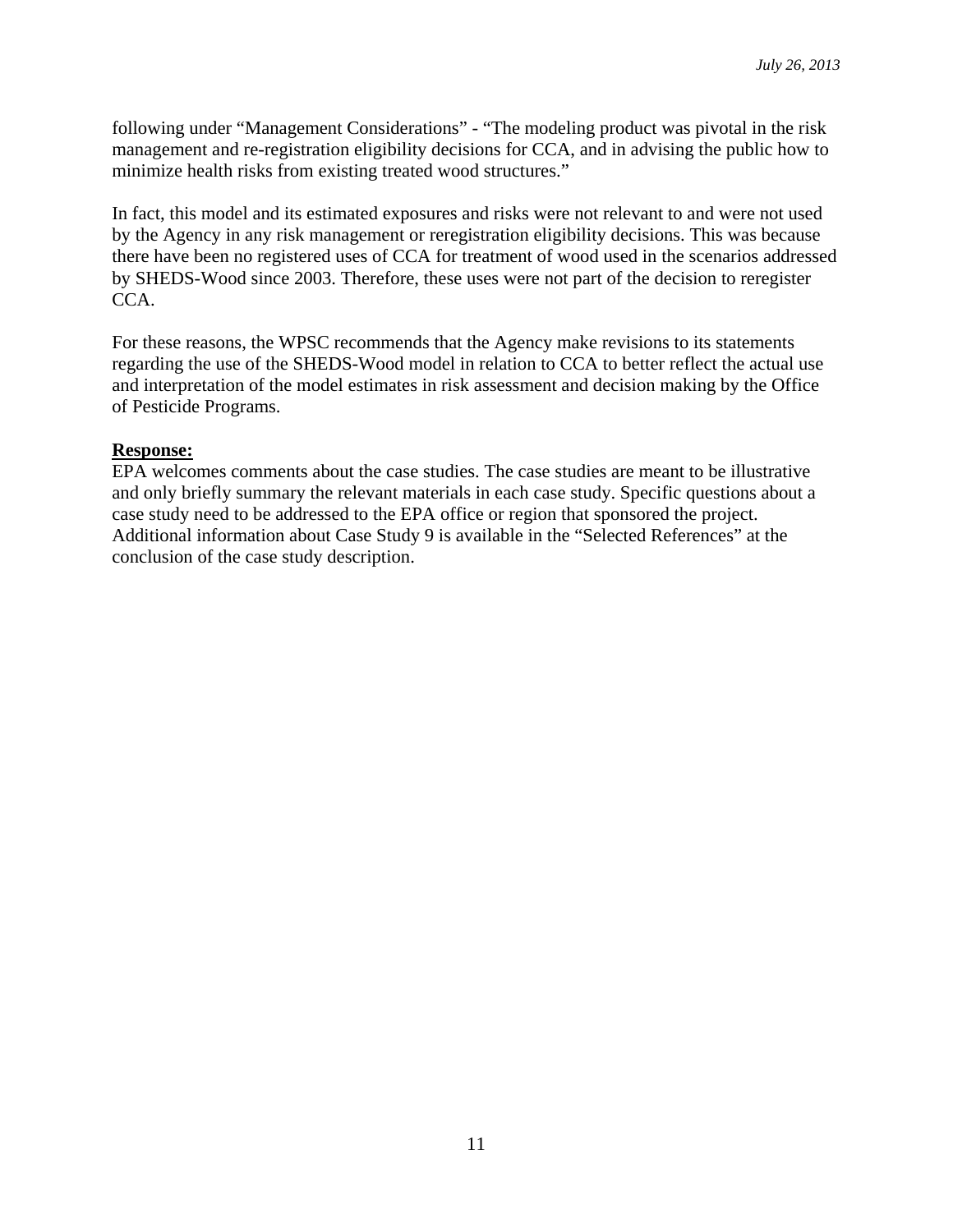following under "Management Considerations" - "The modeling product was pivotal in the risk management and re-registration eligibility decisions for CCA, and in advising the public how to minimize health risks from existing treated wood structures."

In fact, this model and its estimated exposures and risks were not relevant to and were not used by the Agency in any risk management or reregistration eligibility decisions. This was because there have been no registered uses of CCA for treatment of wood used in the scenarios addressed by SHEDS-Wood since 2003. Therefore, these uses were not part of the decision to reregister CCA.

For these reasons, the WPSC recommends that the Agency make revisions to its statements regarding the use of the SHEDS-Wood model in relation to CCA to better reflect the actual use and interpretation of the model estimates in risk assessment and decision making by the Office of Pesticide Programs.

**Response:**

EPA welcomes comments about the case studies. The case studies are meant to be illustrative and only briefly summary the relevant materials in each case study. Specific questions about a case study need to be addressed to the EPA office or region that sponsored the project. Additional information about Case Study 9 is available in the "Selected References" at the conclusion of the case study description.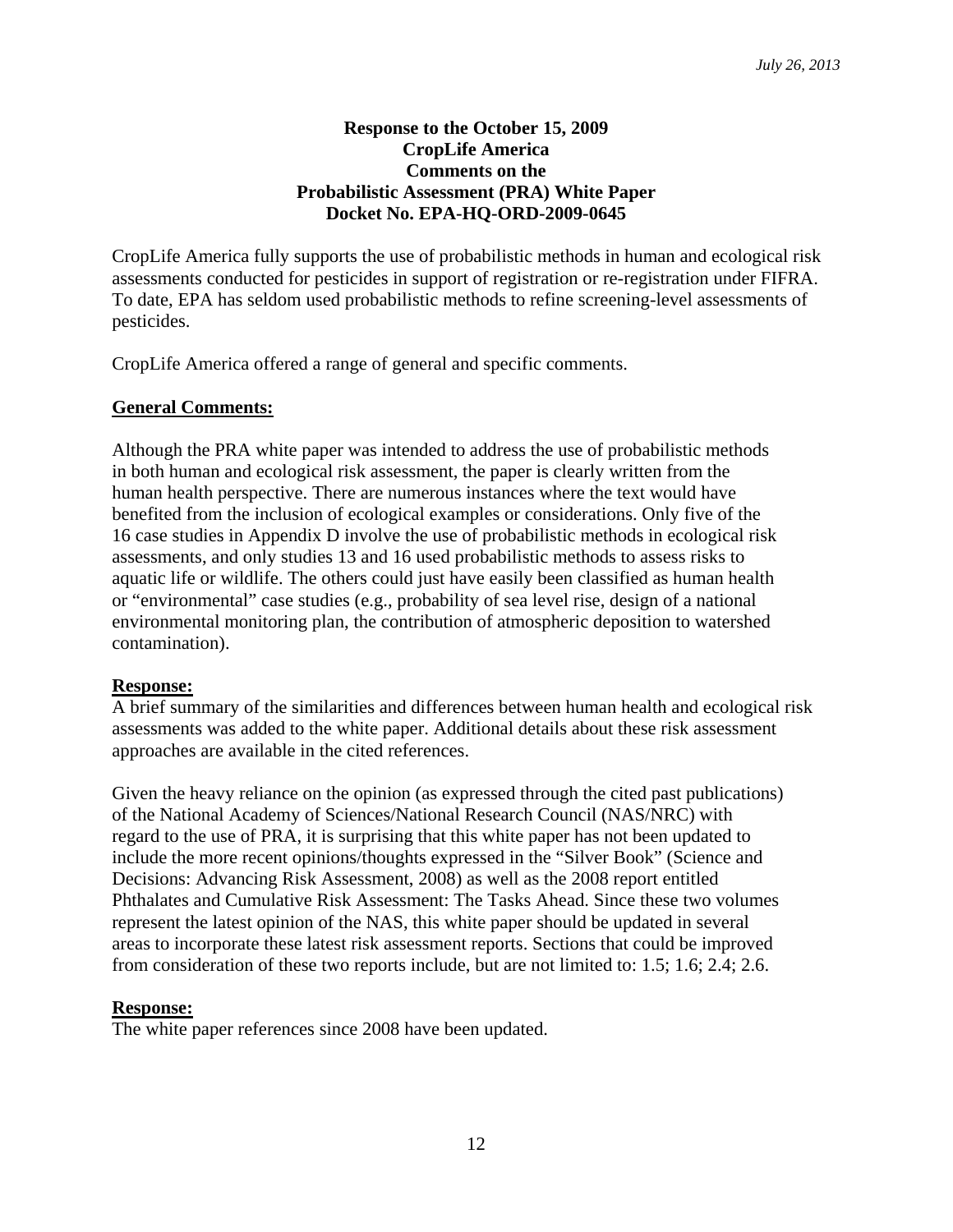*July 26, 2013*

**Response to the October 15, 2009**
**CropLife America**
**Comments on the**
**Probabilistic Assessment (PRA) White Paper**
**Docket No. EPA-HQ-ORD-2009-0645**

CropLife America fully supports the use of probabilistic methods in human and ecological risk assessments conducted for pesticides in support of registration or re-registration under FIFRA. To date, EPA has seldom used probabilistic methods to refine screening-level assessments of pesticides.

CropLife America offered a range of general and specific comments.

**General Comments:**

Although the PRA white paper was intended to address the use of probabilistic methods in both human and ecological risk assessment, the paper is clearly written from the human health perspective. There are numerous instances where the text would have benefited from the inclusion of ecological examples or considerations. Only five of the 16 case studies in Appendix D involve the use of probabilistic methods in ecological risk assessments, and only studies 13 and 16 used probabilistic methods to assess risks to aquatic life or wildlife. The others could just have easily been classified as human health or "environmental" case studies (e.g., probability of sea level rise, design of a national environmental monitoring plan, the contribution of atmospheric deposition to watershed contamination).

**Response:**
A brief summary of the similarities and differences between human health and ecological risk assessments was added to the white paper. Additional details about these risk assessment approaches are available in the cited references.

Given the heavy reliance on the opinion (as expressed through the cited past publications) of the National Academy of Sciences/National Research Council (NAS/NRC) with regard to the use of PRA, it is surprising that this white paper has not been updated to include the more recent opinions/thoughts expressed in the "Silver Book" (Science and Decisions: Advancing Risk Assessment, 2008) as well as the 2008 report entitled Phthalates and Cumulative Risk Assessment: The Tasks Ahead. Since these two volumes represent the latest opinion of the NAS, this white paper should be updated in several areas to incorporate these latest risk assessment reports. Sections that could be improved from consideration of these two reports include, but are not limited to: 1.5; 1.6; 2.4; 2.6.

**Response:**
The white paper references since 2008 have been updated.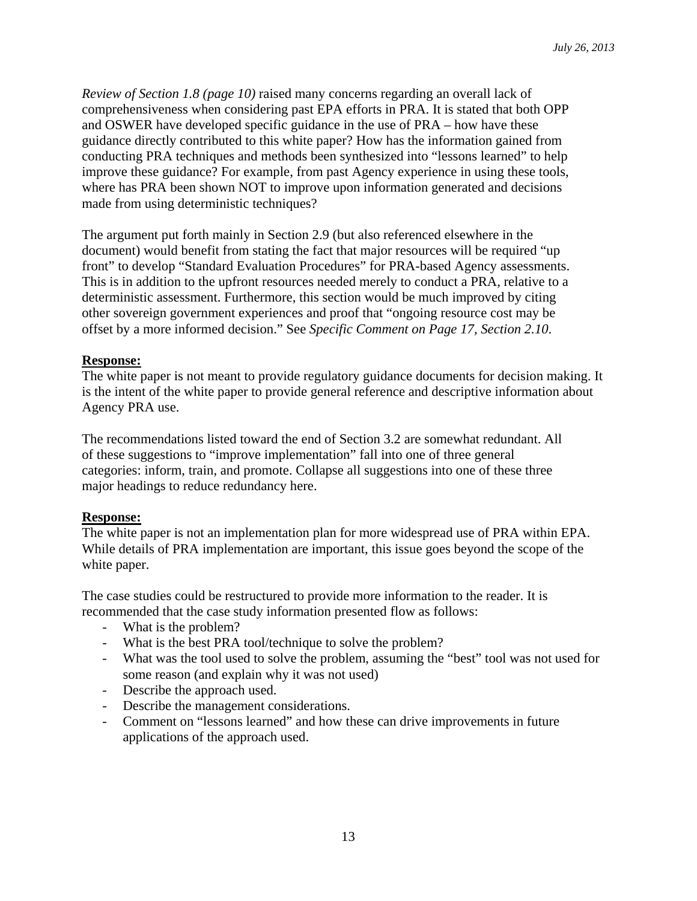*Review of Section 1.8 (page 10)* raised many concerns regarding an overall lack of comprehensiveness when considering past EPA efforts in PRA. It is stated that both OPP and OSWER have developed specific guidance in the use of PRA – how have these guidance directly contributed to this white paper? How has the information gained from conducting PRA techniques and methods been synthesized into "lessons learned" to help improve these guidance? For example, from past Agency experience in using these tools, where has PRA been shown NOT to improve upon information generated and decisions made from using deterministic techniques?

The argument put forth mainly in Section 2.9 (but also referenced elsewhere in the document) would benefit from stating the fact that major resources will be required "up front" to develop "Standard Evaluation Procedures" for PRA-based Agency assessments. This is in addition to the upfront resources needed merely to conduct a PRA, relative to a deterministic assessment. Furthermore, this section would be much improved by citing other sovereign government experiences and proof that "ongoing resource cost may be offset by a more informed decision." See *Specific Comment on Page 17, Section 2.10*.

**Response:**
The white paper is not meant to provide regulatory guidance documents for decision making. It is the intent of the white paper to provide general reference and descriptive information about Agency PRA use.

The recommendations listed toward the end of Section 3.2 are somewhat redundant. All of these suggestions to "improve implementation" fall into one of three general categories: inform, train, and promote. Collapse all suggestions into one of these three major headings to reduce redundancy here.

**Response:**
The white paper is not an implementation plan for more widespread use of PRA within EPA. While details of PRA implementation are important, this issue goes beyond the scope of the white paper.

The case studies could be restructured to provide more information to the reader. It is recommended that the case study information presented flow as follows:

- What is the problem?
- What is the best PRA tool/technique to solve the problem?
- What was the tool used to solve the problem, assuming the "best" tool was not used for some reason (and explain why it was not used)
- Describe the approach used.
- Describe the management considerations.
- Comment on "lessons learned" and how these can drive improvements in future applications of the approach used.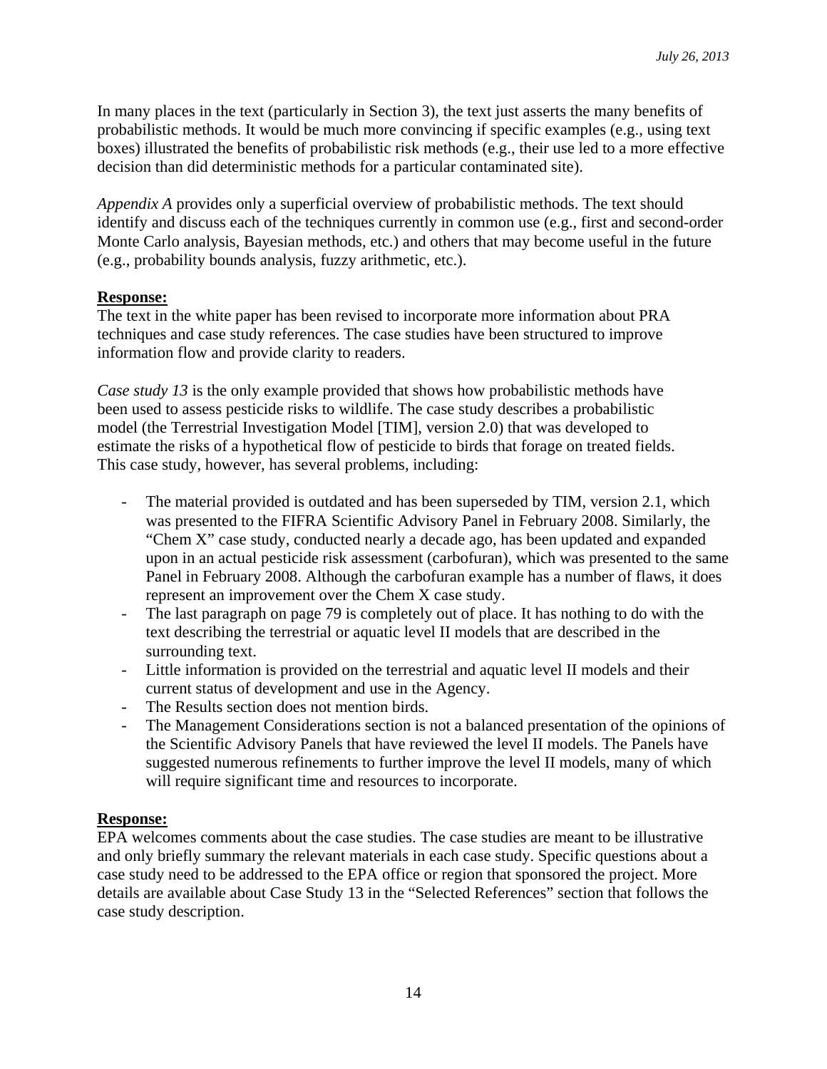In many places in the text (particularly in Section 3), the text just asserts the many benefits of probabilistic methods. It would be much more convincing if specific examples (e.g., using text boxes) illustrated the benefits of probabilistic risk methods (e.g., their use led to a more effective decision than did deterministic methods for a particular contaminated site).

*Appendix A* provides only a superficial overview of probabilistic methods. The text should identify and discuss each of the techniques currently in common use (e.g., first and second-order Monte Carlo analysis, Bayesian methods, etc.) and others that may become useful in the future (e.g., probability bounds analysis, fuzzy arithmetic, etc.).

**Response:**
The text in the white paper has been revised to incorporate more information about PRA techniques and case study references. The case studies have been structured to improve information flow and provide clarity to readers.

*Case study 13* is the only example provided that shows how probabilistic methods have been used to assess pesticide risks to wildlife. The case study describes a probabilistic model (the Terrestrial Investigation Model [TIM], version 2.0) that was developed to estimate the risks of a hypothetical flow of pesticide to birds that forage on treated fields. This case study, however, has several problems, including:

- The material provided is outdated and has been superseded by TIM, version 2.1, which was presented to the FIFRA Scientific Advisory Panel in February 2008. Similarly, the "Chem X" case study, conducted nearly a decade ago, has been updated and expanded upon in an actual pesticide risk assessment (carbofuran), which was presented to the same Panel in February 2008. Although the carbofuran example has a number of flaws, it does represent an improvement over the Chem X case study.
- The last paragraph on page 79 is completely out of place. It has nothing to do with the text describing the terrestrial or aquatic level II models that are described in the surrounding text.
- Little information is provided on the terrestrial and aquatic level II models and their current status of development and use in the Agency.
- The Results section does not mention birds.
- The Management Considerations section is not a balanced presentation of the opinions of the Scientific Advisory Panels that have reviewed the level II models. The Panels have suggested numerous refinements to further improve the level II models, many of which will require significant time and resources to incorporate.

**Response:**
EPA welcomes comments about the case studies. The case studies are meant to be illustrative and only briefly summary the relevant materials in each case study. Specific questions about a case study need to be addressed to the EPA office or region that sponsored the project. More details are available about Case Study 13 in the "Selected References" section that follows the case study description.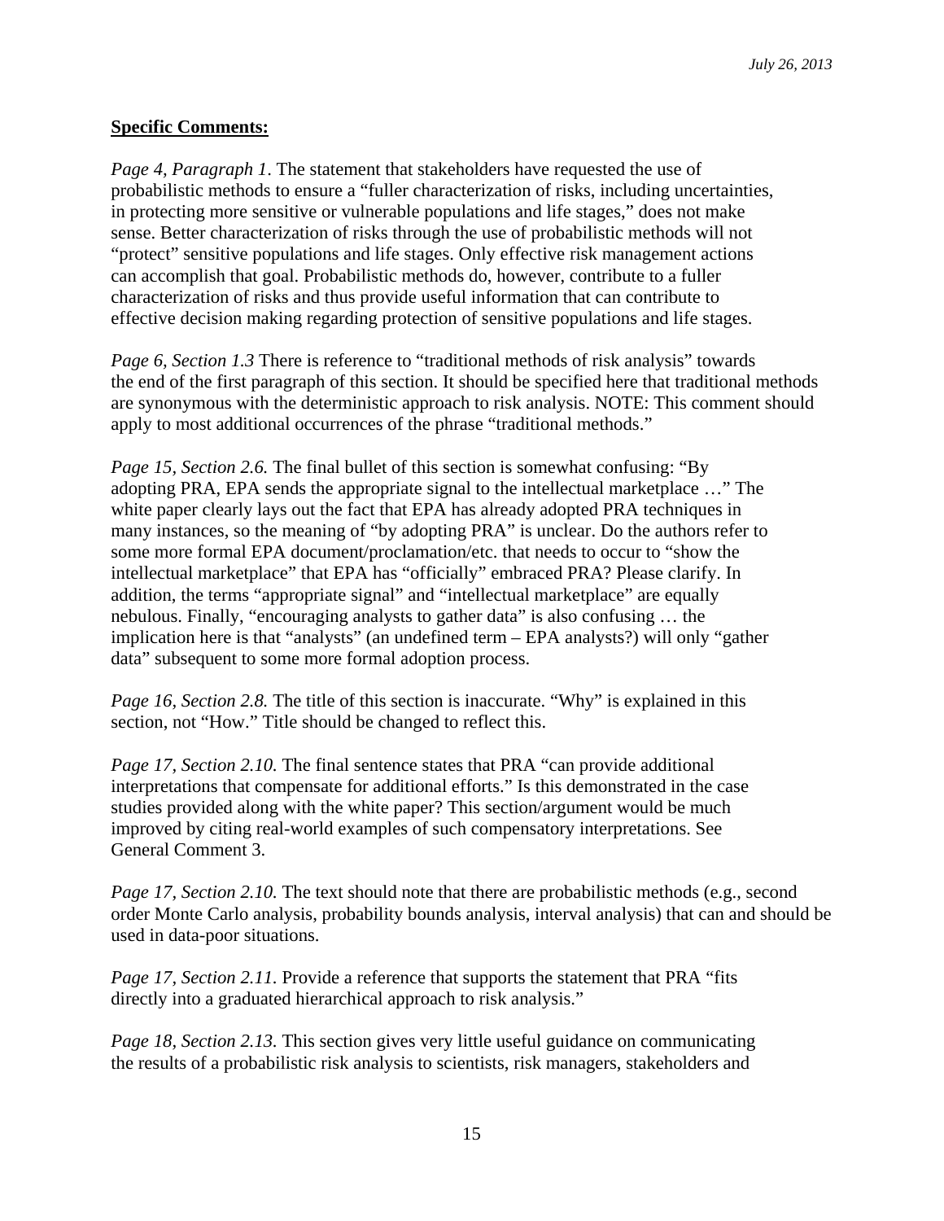**Specific Comments:**

*Page 4, Paragraph 1*. The statement that stakeholders have requested the use of probabilistic methods to ensure a "fuller characterization of risks, including uncertainties, in protecting more sensitive or vulnerable populations and life stages," does not make sense. Better characterization of risks through the use of probabilistic methods will not "protect" sensitive populations and life stages. Only effective risk management actions can accomplish that goal. Probabilistic methods do, however, contribute to a fuller characterization of risks and thus provide useful information that can contribute to effective decision making regarding protection of sensitive populations and life stages.

*Page 6, Section 1.3* There is reference to "traditional methods of risk analysis" towards the end of the first paragraph of this section. It should be specified here that traditional methods are synonymous with the deterministic approach to risk analysis. NOTE: This comment should apply to most additional occurrences of the phrase "traditional methods."

*Page 15, Section 2.6.* The final bullet of this section is somewhat confusing: "By adopting PRA, EPA sends the appropriate signal to the intellectual marketplace …" The white paper clearly lays out the fact that EPA has already adopted PRA techniques in many instances, so the meaning of "by adopting PRA" is unclear. Do the authors refer to some more formal EPA document/proclamation/etc. that needs to occur to "show the intellectual marketplace" that EPA has "officially" embraced PRA? Please clarify. In addition, the terms "appropriate signal" and "intellectual marketplace" are equally nebulous. Finally, "encouraging analysts to gather data" is also confusing … the implication here is that "analysts" (an undefined term – EPA analysts?) will only "gather data" subsequent to some more formal adoption process.

*Page 16, Section 2.8.* The title of this section is inaccurate. "Why" is explained in this section, not "How." Title should be changed to reflect this.

*Page 17, Section 2.10.* The final sentence states that PRA "can provide additional interpretations that compensate for additional efforts." Is this demonstrated in the case studies provided along with the white paper? This section/argument would be much improved by citing real-world examples of such compensatory interpretations. See General Comment 3.

*Page 17, Section 2.10.* The text should note that there are probabilistic methods (e.g., second order Monte Carlo analysis, probability bounds analysis, interval analysis) that can and should be used in data-poor situations.

*Page 17, Section 2.11.* Provide a reference that supports the statement that PRA "fits directly into a graduated hierarchical approach to risk analysis."

*Page 18, Section 2.13.* This section gives very little useful guidance on communicating the results of a probabilistic risk analysis to scientists, risk managers, stakeholders and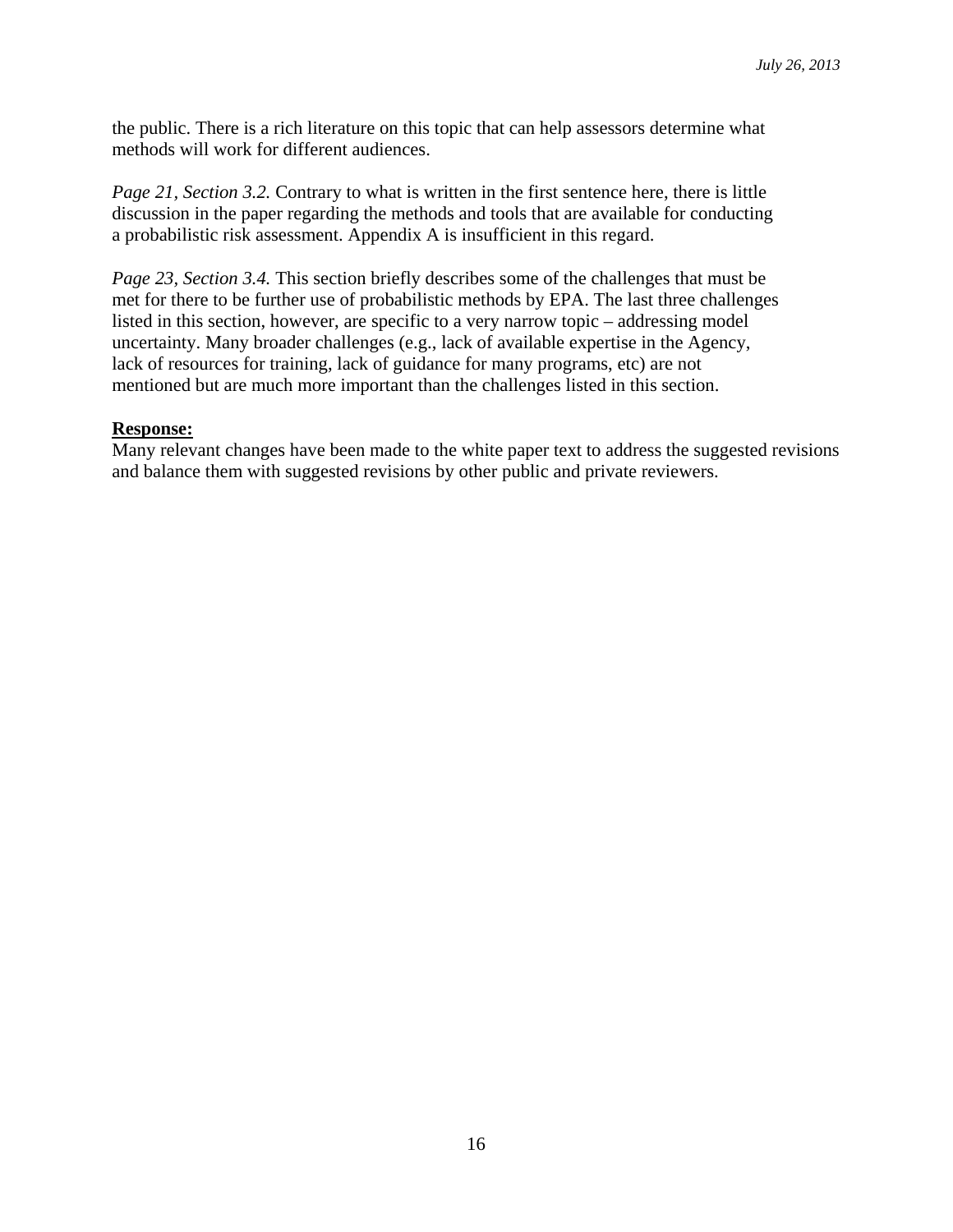the public. There is a rich literature on this topic that can help assessors determine what methods will work for different audiences.

*Page 21, Section 3.2.* Contrary to what is written in the first sentence here, there is little discussion in the paper regarding the methods and tools that are available for conducting a probabilistic risk assessment. Appendix A is insufficient in this regard.

*Page 23, Section 3.4.* This section briefly describes some of the challenges that must be met for there to be further use of probabilistic methods by EPA. The last three challenges listed in this section, however, are specific to a very narrow topic – addressing model uncertainty. Many broader challenges (e.g., lack of available expertise in the Agency, lack of resources for training, lack of guidance for many programs, etc) are not mentioned but are much more important than the challenges listed in this section.

**<u>Response:</u>**
Many relevant changes have been made to the white paper text to address the suggested revisions and balance them with suggested revisions by other public and private reviewers.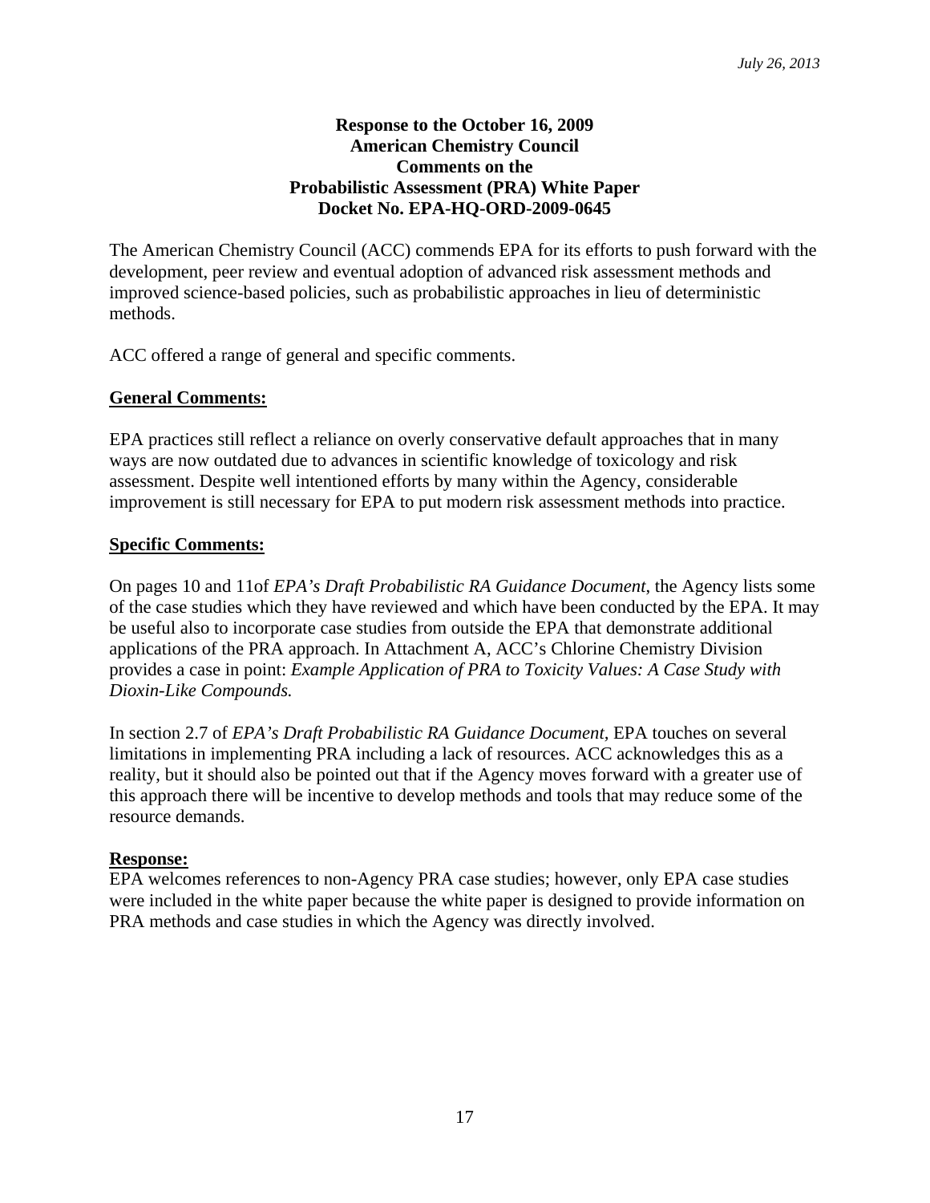*July 26, 2013*

**Response to the October 16, 2009**
**American Chemistry Council**
**Comments on the**
**Probabilistic Assessment (PRA) White Paper**
**Docket No. EPA-HQ-ORD-2009-0645**

The American Chemistry Council (ACC) commends EPA for its efforts to push forward with the development, peer review and eventual adoption of advanced risk assessment methods and improved science-based policies, such as probabilistic approaches in lieu of deterministic methods.

ACC offered a range of general and specific comments.

**General Comments:**

EPA practices still reflect a reliance on overly conservative default approaches that in many ways are now outdated due to advances in scientific knowledge of toxicology and risk assessment. Despite well intentioned efforts by many within the Agency, considerable improvement is still necessary for EPA to put modern risk assessment methods into practice.

**Specific Comments:**

On pages 10 and 11of *EPA's Draft Probabilistic RA Guidance Document*, the Agency lists some of the case studies which they have reviewed and which have been conducted by the EPA. It may be useful also to incorporate case studies from outside the EPA that demonstrate additional applications of the PRA approach. In Attachment A, ACC's Chlorine Chemistry Division provides a case in point: *Example Application of PRA to Toxicity Values: A Case Study with Dioxin-Like Compounds.*

In section 2.7 of *EPA's Draft Probabilistic RA Guidance Document,* EPA touches on several limitations in implementing PRA including a lack of resources. ACC acknowledges this as a reality, but it should also be pointed out that if the Agency moves forward with a greater use of this approach there will be incentive to develop methods and tools that may reduce some of the resource demands.

**Response:**

EPA welcomes references to non-Agency PRA case studies; however, only EPA case studies were included in the white paper because the white paper is designed to provide information on PRA methods and case studies in which the Agency was directly involved.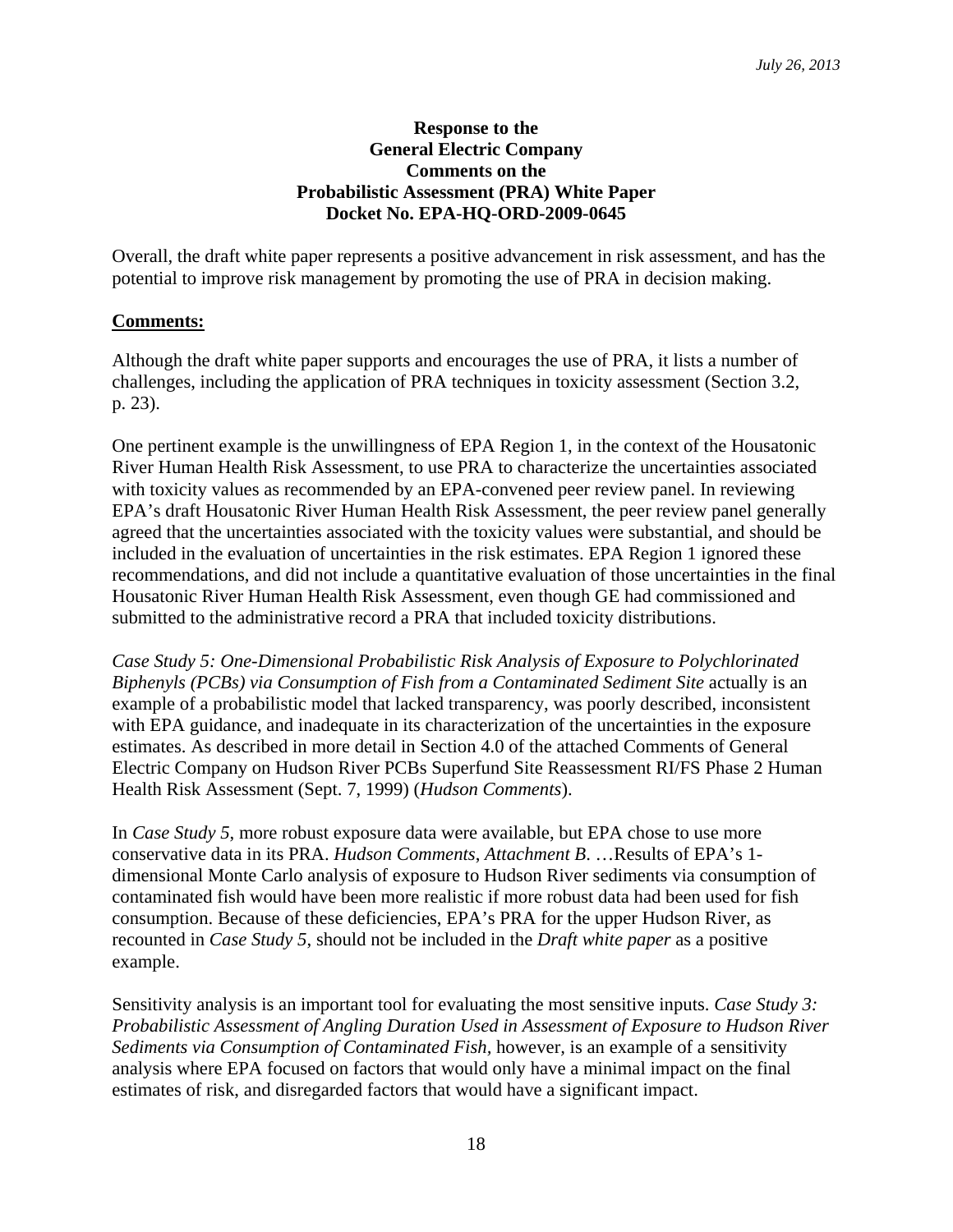*July 26, 2013*

**Response to the**
**General Electric Company**
**Comments on the**
**Probabilistic Assessment (PRA) White Paper**
**Docket No. EPA-HQ-ORD-2009-0645**

Overall, the draft white paper represents a positive advancement in risk assessment, and has the potential to improve risk management by promoting the use of PRA in decision making.

**Comments:**

Although the draft white paper supports and encourages the use of PRA, it lists a number of challenges, including the application of PRA techniques in toxicity assessment (Section 3.2, p. 23).

One pertinent example is the unwillingness of EPA Region 1, in the context of the Housatonic River Human Health Risk Assessment, to use PRA to characterize the uncertainties associated with toxicity values as recommended by an EPA-convened peer review panel. In reviewing EPA's draft Housatonic River Human Health Risk Assessment, the peer review panel generally agreed that the uncertainties associated with the toxicity values were substantial, and should be included in the evaluation of uncertainties in the risk estimates. EPA Region 1 ignored these recommendations, and did not include a quantitative evaluation of those uncertainties in the final Housatonic River Human Health Risk Assessment, even though GE had commissioned and submitted to the administrative record a PRA that included toxicity distributions.

*Case Study 5: One-Dimensional Probabilistic Risk Analysis of Exposure to Polychlorinated Biphenyls (PCBs) via Consumption of Fish from a Contaminated Sediment Site* actually is an example of a probabilistic model that lacked transparency, was poorly described, inconsistent with EPA guidance, and inadequate in its characterization of the uncertainties in the exposure estimates. As described in more detail in Section 4.0 of the attached Comments of General Electric Company on Hudson River PCBs Superfund Site Reassessment RI/FS Phase 2 Human Health Risk Assessment (Sept. 7, 1999) (*Hudson Comments*).

In *Case Study 5*, more robust exposure data were available, but EPA chose to use more conservative data in its PRA. *Hudson Comments*, *Attachment B*. …Results of EPA's 1-dimensional Monte Carlo analysis of exposure to Hudson River sediments via consumption of contaminated fish would have been more realistic if more robust data had been used for fish consumption. Because of these deficiencies, EPA's PRA for the upper Hudson River, as recounted in *Case Study 5*, should not be included in the *Draft white paper* as a positive example.

Sensitivity analysis is an important tool for evaluating the most sensitive inputs. *Case Study 3: Probabilistic Assessment of Angling Duration Used in Assessment of Exposure to Hudson River Sediments via Consumption of Contaminated Fish,* however, is an example of a sensitivity analysis where EPA focused on factors that would only have a minimal impact on the final estimates of risk, and disregarded factors that would have a significant impact.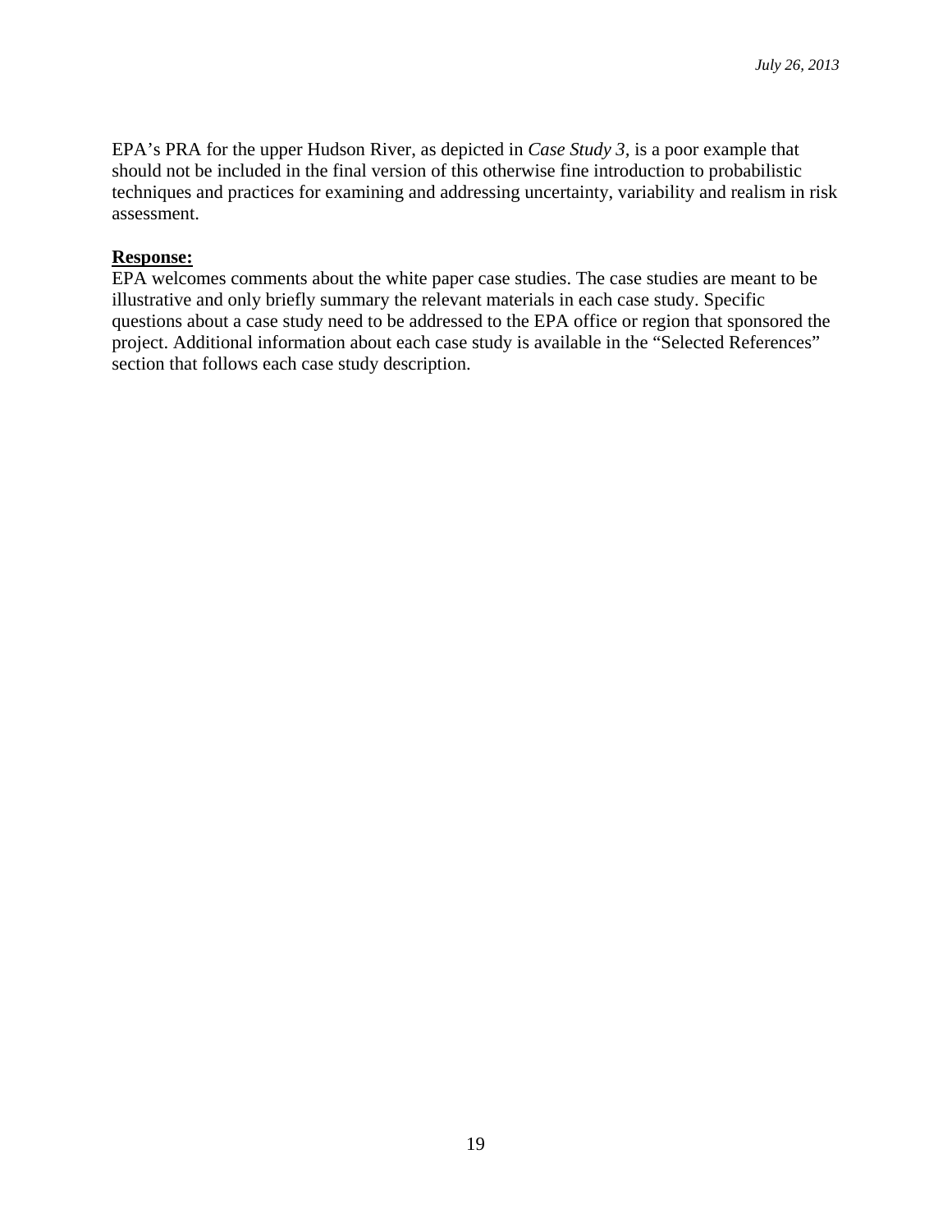EPA's PRA for the upper Hudson River, as depicted in *Case Study 3*, is a poor example that should not be included in the final version of this otherwise fine introduction to probabilistic techniques and practices for examining and addressing uncertainty, variability and realism in risk assessment.

**Response:**
EPA welcomes comments about the white paper case studies. The case studies are meant to be illustrative and only briefly summary the relevant materials in each case study. Specific questions about a case study need to be addressed to the EPA office or region that sponsored the project. Additional information about each case study is available in the "Selected References" section that follows each case study description.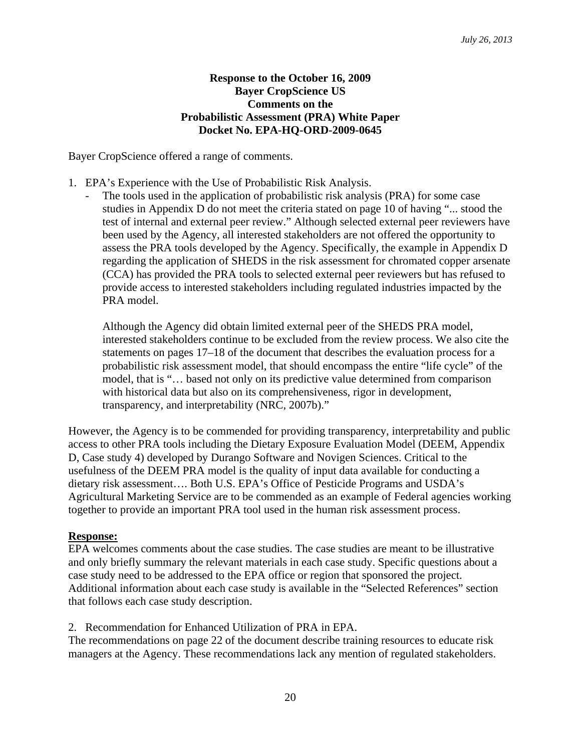*July 26, 2013*

**Response to the October 16, 2009**
**Bayer CropScience US**
**Comments on the**
**Probabilistic Assessment (PRA) White Paper**
**Docket No. EPA-HQ-ORD-2009-0645**

Bayer CropScience offered a range of comments.

1. EPA's Experience with the Use of Probabilistic Risk Analysis.
   - The tools used in the application of probabilistic risk analysis (PRA) for some case studies in Appendix D do not meet the criteria stated on page 10 of having "... stood the test of internal and external peer review." Although selected external peer reviewers have been used by the Agency, all interested stakeholders are not offered the opportunity to assess the PRA tools developed by the Agency. Specifically, the example in Appendix D regarding the application of SHEDS in the risk assessment for chromated copper arsenate (CCA) has provided the PRA tools to selected external peer reviewers but has refused to provide access to interested stakeholders including regulated industries impacted by the PRA model.

     Although the Agency did obtain limited external peer of the SHEDS PRA model, interested stakeholders continue to be excluded from the review process. We also cite the statements on pages 17–18 of the document that describes the evaluation process for a probabilistic risk assessment model, that should encompass the entire "life cycle" of the model, that is "… based not only on its predictive value determined from comparison with historical data but also on its comprehensiveness, rigor in development, transparency, and interpretability (NRC, 2007b)."

However, the Agency is to be commended for providing transparency, interpretability and public access to other PRA tools including the Dietary Exposure Evaluation Model (DEEM, Appendix D, Case study 4) developed by Durango Software and Novigen Sciences. Critical to the usefulness of the DEEM PRA model is the quality of input data available for conducting a dietary risk assessment…. Both U.S. EPA's Office of Pesticide Programs and USDA's Agricultural Marketing Service are to be commended as an example of Federal agencies working together to provide an important PRA tool used in the human risk assessment process.

**Response:**
EPA welcomes comments about the case studies. The case studies are meant to be illustrative and only briefly summary the relevant materials in each case study. Specific questions about a case study need to be addressed to the EPA office or region that sponsored the project. Additional information about each case study is available in the "Selected References" section that follows each case study description.

2. Recommendation for Enhanced Utilization of PRA in EPA.

The recommendations on page 22 of the document describe training resources to educate risk managers at the Agency. These recommendations lack any mention of regulated stakeholders.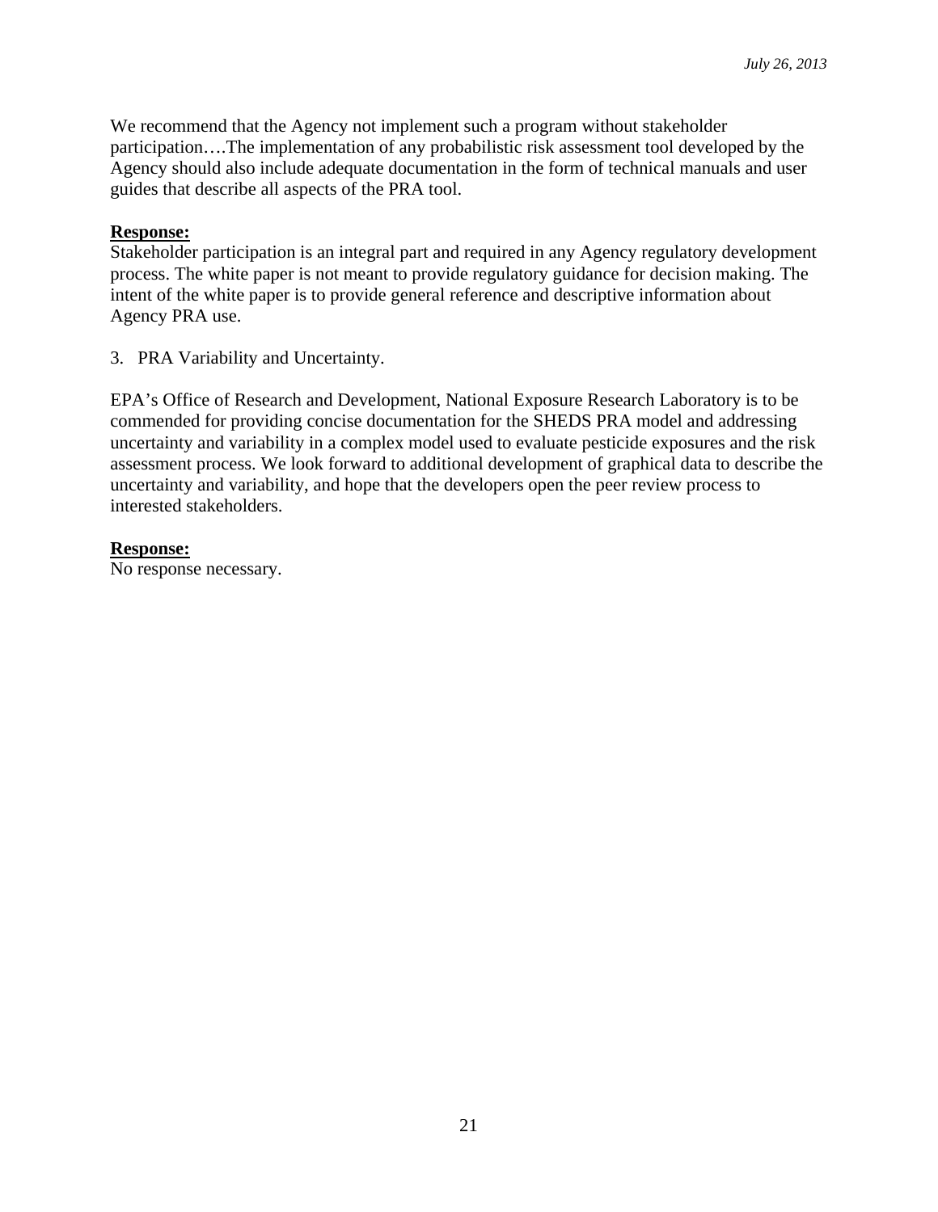We recommend that the Agency not implement such a program without stakeholder participation….The implementation of any probabilistic risk assessment tool developed by the Agency should also include adequate documentation in the form of technical manuals and user guides that describe all aspects of the PRA tool.

**Response:**
Stakeholder participation is an integral part and required in any Agency regulatory development process. The white paper is not meant to provide regulatory guidance for decision making. The intent of the white paper is to provide general reference and descriptive information about Agency PRA use.

3. PRA Variability and Uncertainty.

EPA's Office of Research and Development, National Exposure Research Laboratory is to be commended for providing concise documentation for the SHEDS PRA model and addressing uncertainty and variability in a complex model used to evaluate pesticide exposures and the risk assessment process. We look forward to additional development of graphical data to describe the uncertainty and variability, and hope that the developers open the peer review process to interested stakeholders.

**Response:**
No response necessary.